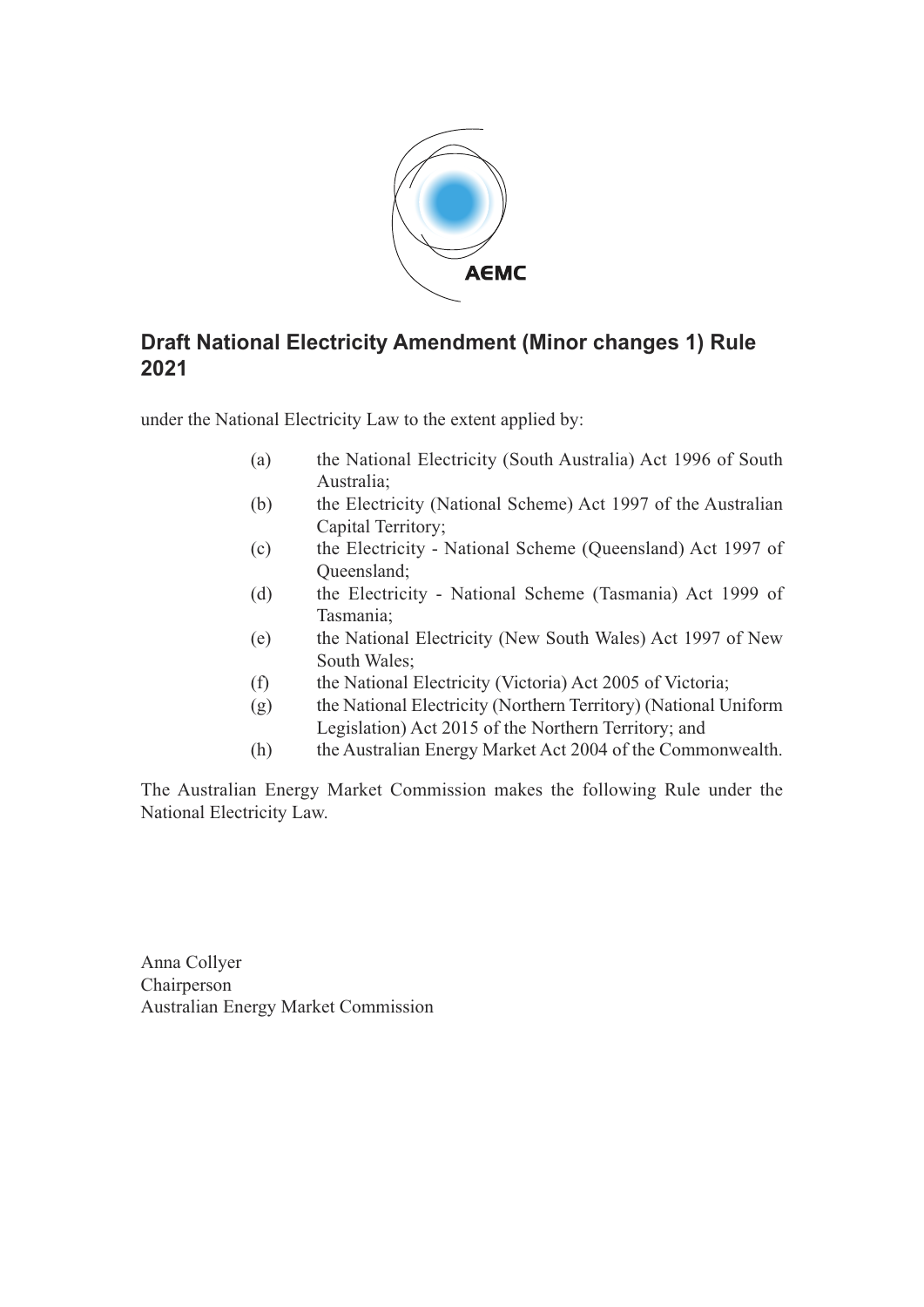AEMC

# Draft National Electricity Amendment (Minor changes 1) Rule 2021

under the National Electricity Law to the extent applied by:

(a) the National Electricity (South Australia) Act 1996 of South Australia;

(b) the Electricity (National Scheme) Act 1997 of the Australian Capital Territory;

(c) the Electricity - National Scheme (Queensland) Act 1997 of Queensland;

(d) the Electricity - National Scheme (Tasmania) Act 1999 of Tasmania;

(e) the National Electricity (New South Wales) Act 1997 of New South Wales;

(f) the National Electricity (Victoria) Act 2005 of Victoria;

(g) the National Electricity (Northern Territory) (National Uniform Legislation) Act 2015 of the Northern Territory; and

(h) the Australian Energy Market Act 2004 of the Commonwealth.

The Australian Energy Market Commission makes the following Rule under the National Electricity Law.

Anna Collyer
Chairperson
Australian Energy Market Commission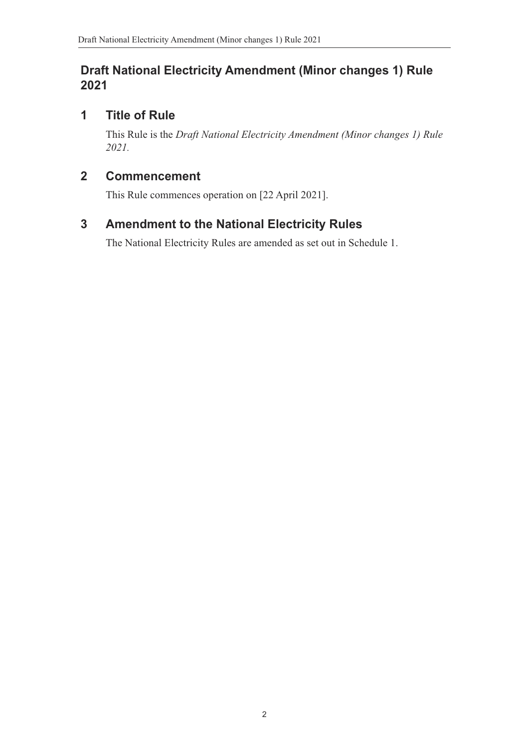# Draft National Electricity Amendment (Minor changes 1) Rule 2021

## 1 Title of Rule

This Rule is the *Draft National Electricity Amendment (Minor changes 1) Rule 2021.*

## 2 Commencement

This Rule commences operation on [22 April 2021].

## 3 Amendment to the National Electricity Rules

The National Electricity Rules are amended as set out in Schedule 1.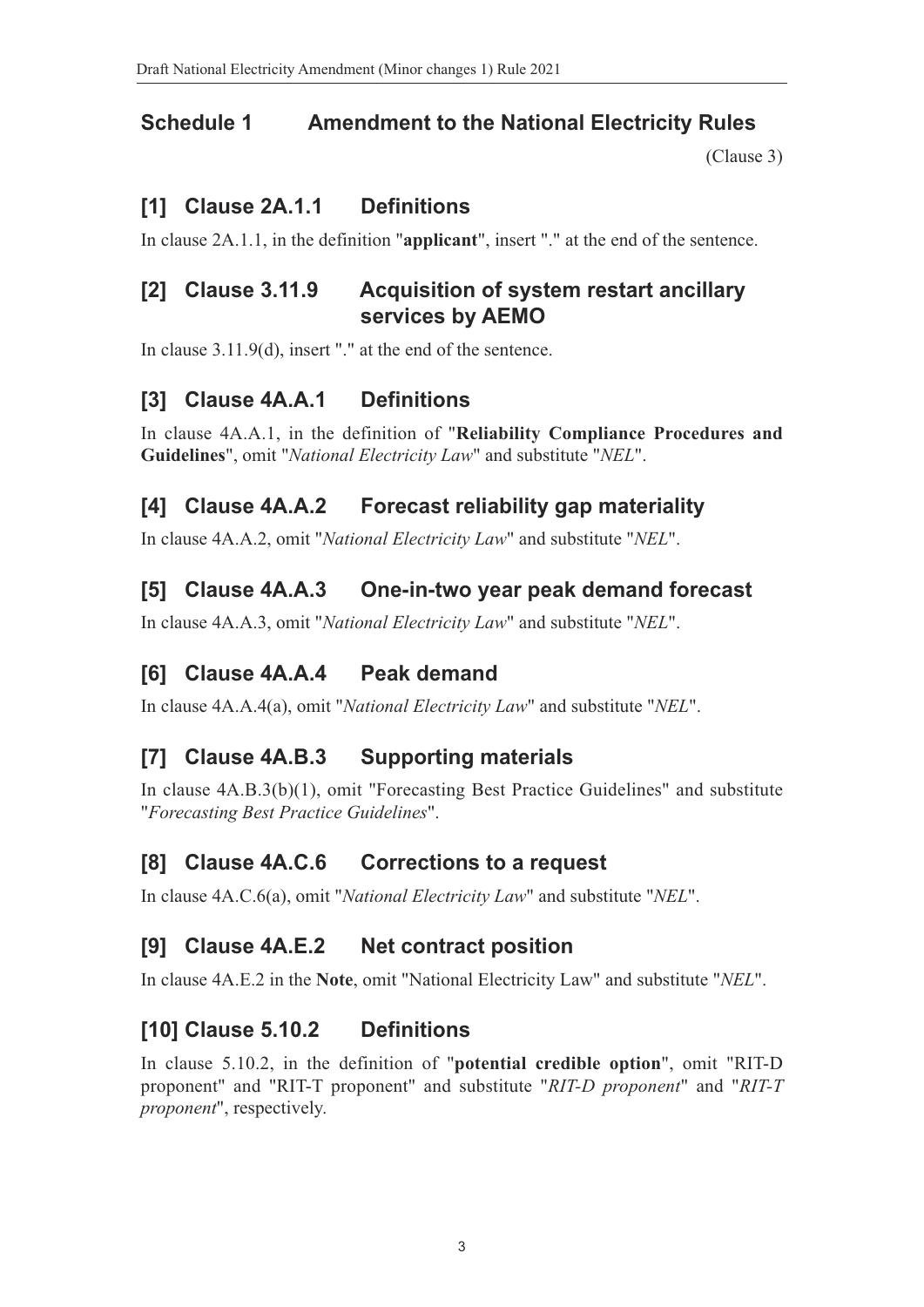## Schedule 1 Amendment to the National Electricity Rules

(Clause 3)

### [1] Clause 2A.1.1 Definitions

In clause 2A.1.1, in the definition "**applicant**", insert "." at the end of the sentence.

### [2] Clause 3.11.9 Acquisition of system restart ancillary services by AEMO

In clause 3.11.9(d), insert "." at the end of the sentence.

### [3] Clause 4A.A.1 Definitions

In clause 4A.A.1, in the definition of "**Reliability Compliance Procedures and Guidelines**", omit "*National Electricity Law*" and substitute "*NEL*".

### [4] Clause 4A.A.2 Forecast reliability gap materiality

In clause 4A.A.2, omit "*National Electricity Law*" and substitute "*NEL*".

### [5] Clause 4A.A.3 One-in-two year peak demand forecast

In clause 4A.A.3, omit "*National Electricity Law*" and substitute "*NEL*".

### [6] Clause 4A.A.4 Peak demand

In clause 4A.A.4(a), omit "*National Electricity Law*" and substitute "*NEL*".

### [7] Clause 4A.B.3 Supporting materials

In clause 4A.B.3(b)(1), omit "Forecasting Best Practice Guidelines" and substitute "*Forecasting Best Practice Guidelines*".

### [8] Clause 4A.C.6 Corrections to a request

In clause 4A.C.6(a), omit "*National Electricity Law*" and substitute "*NEL*".

### [9] Clause 4A.E.2 Net contract position

In clause 4A.E.2 in the **Note**, omit "National Electricity Law" and substitute "*NEL*".

### [10] Clause 5.10.2 Definitions

In clause 5.10.2, in the definition of "**potential credible option**", omit "RIT-D proponent" and "RIT-T proponent" and substitute "*RIT-D proponent*" and "*RIT-T proponent*", respectively.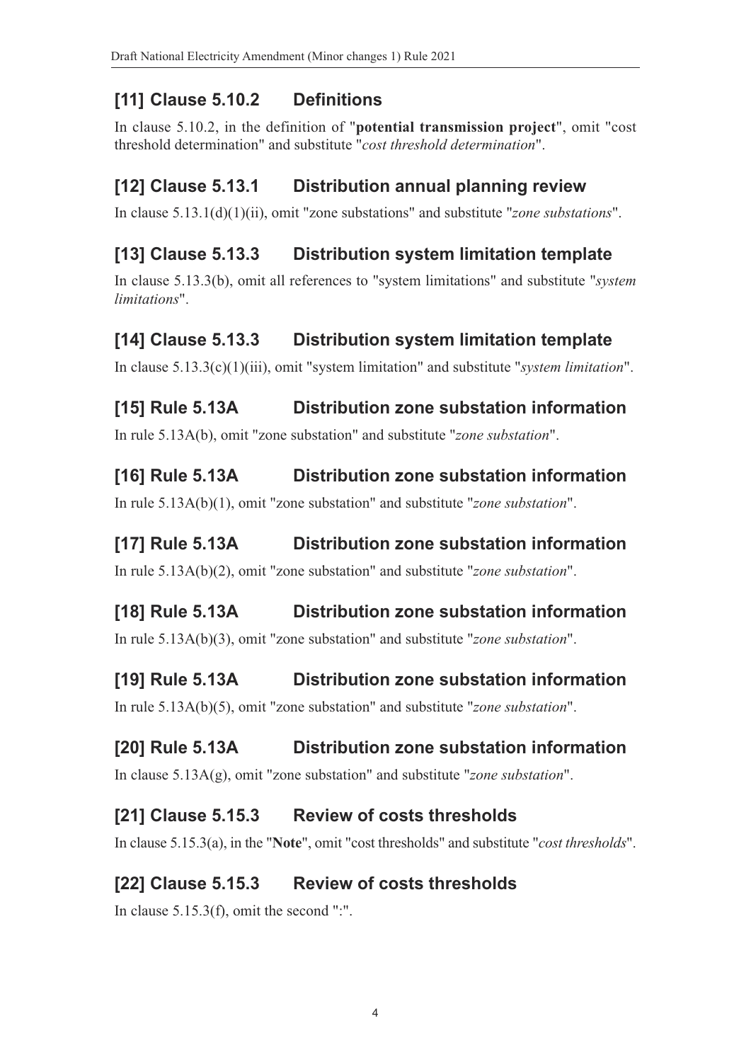## [11] Clause 5.10.2 Definitions

In clause 5.10.2, in the definition of "**potential transmission project**", omit "cost threshold determination" and substitute "*cost threshold determination*".

## [12] Clause 5.13.1 Distribution annual planning review

In clause 5.13.1(d)(1)(ii), omit "zone substations" and substitute "*zone substations*".

## [13] Clause 5.13.3 Distribution system limitation template

In clause 5.13.3(b), omit all references to "system limitations" and substitute "*system limitations*".

## [14] Clause 5.13.3 Distribution system limitation template

In clause 5.13.3(c)(1)(iii), omit "system limitation" and substitute "*system limitation*".

## [15] Rule 5.13A Distribution zone substation information

In rule 5.13A(b), omit "zone substation" and substitute "*zone substation*".

## [16] Rule 5.13A Distribution zone substation information

In rule 5.13A(b)(1), omit "zone substation" and substitute "*zone substation*".

## [17] Rule 5.13A Distribution zone substation information

In rule 5.13A(b)(2), omit "zone substation" and substitute "*zone substation*".

## [18] Rule 5.13A Distribution zone substation information

In rule 5.13A(b)(3), omit "zone substation" and substitute "*zone substation*".

## [19] Rule 5.13A Distribution zone substation information

In rule 5.13A(b)(5), omit "zone substation" and substitute "*zone substation*".

## [20] Rule 5.13A Distribution zone substation information

In clause 5.13A(g), omit "zone substation" and substitute "*zone substation*".

## [21] Clause 5.15.3 Review of costs thresholds

In clause 5.15.3(a), in the "**Note**", omit "cost thresholds" and substitute "*cost thresholds*".

## [22] Clause 5.15.3 Review of costs thresholds

In clause 5.15.3(f), omit the second ":".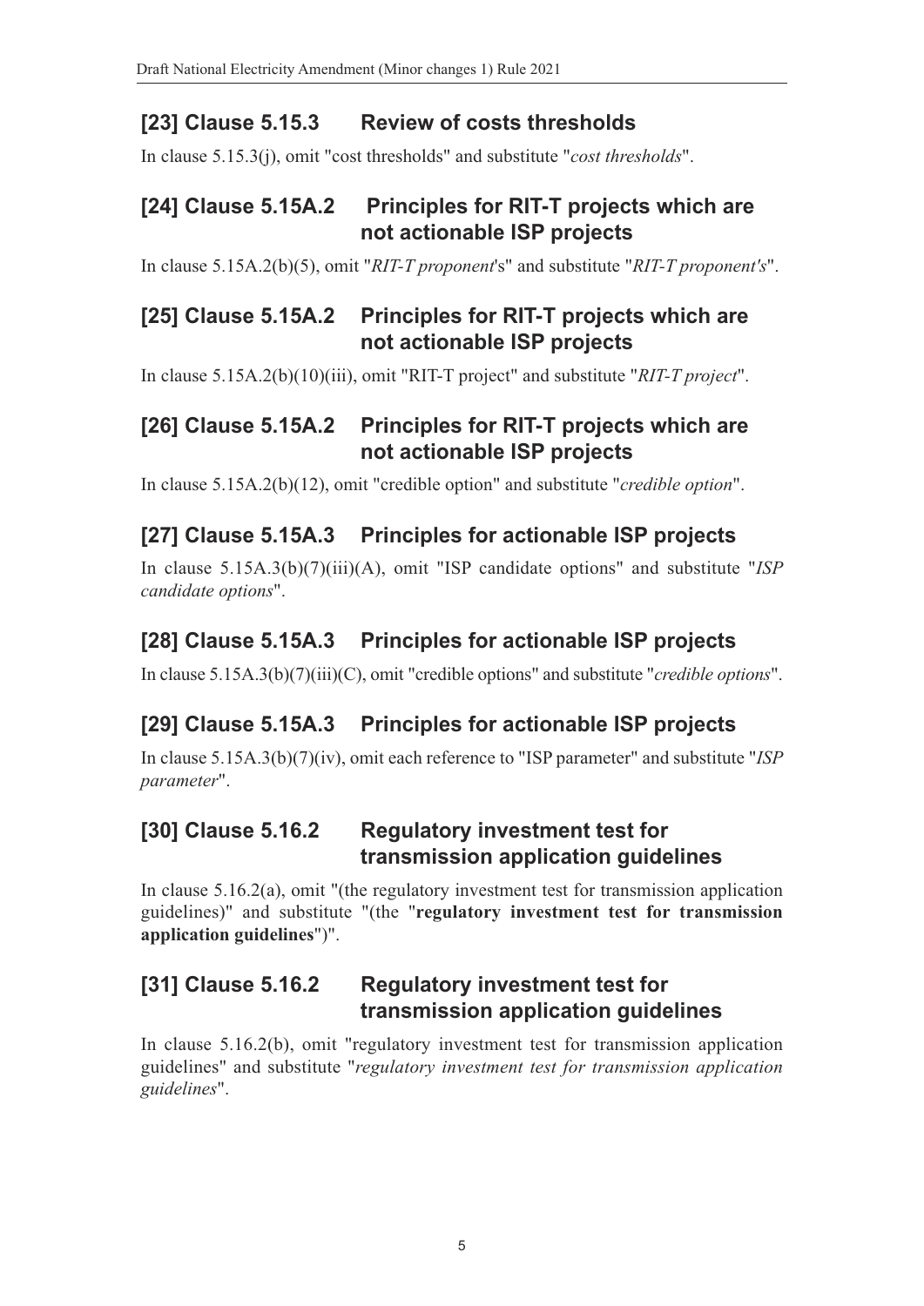## [23] Clause 5.15.3 Review of costs thresholds

In clause 5.15.3(j), omit "cost thresholds" and substitute "*cost thresholds*".

## [24] Clause 5.15A.2 Principles for RIT-T projects which are not actionable ISP projects

In clause 5.15A.2(b)(5), omit "*RIT-T proponent*'s" and substitute "*RIT-T proponent's*".

## [25] Clause 5.15A.2 Principles for RIT-T projects which are not actionable ISP projects

In clause 5.15A.2(b)(10)(iii), omit "RIT-T project" and substitute "*RIT-T project*".

## [26] Clause 5.15A.2 Principles for RIT-T projects which are not actionable ISP projects

In clause 5.15A.2(b)(12), omit "credible option" and substitute "*credible option*".

## [27] Clause 5.15A.3 Principles for actionable ISP projects

In clause 5.15A.3(b)(7)(iii)(A), omit "ISP candidate options" and substitute "*ISP candidate options*".

## [28] Clause 5.15A.3 Principles for actionable ISP projects

In clause 5.15A.3(b)(7)(iii)(C), omit "credible options" and substitute "*credible options*".

## [29] Clause 5.15A.3 Principles for actionable ISP projects

In clause 5.15A.3(b)(7)(iv), omit each reference to "ISP parameter" and substitute "*ISP parameter*".

## [30] Clause 5.16.2 Regulatory investment test for transmission application guidelines

In clause 5.16.2(a), omit "(the regulatory investment test for transmission application guidelines)" and substitute "(the "**regulatory investment test for transmission application guidelines**")".

## [31] Clause 5.16.2 Regulatory investment test for transmission application guidelines

In clause 5.16.2(b), omit "regulatory investment test for transmission application guidelines" and substitute "*regulatory investment test for transmission application guidelines*".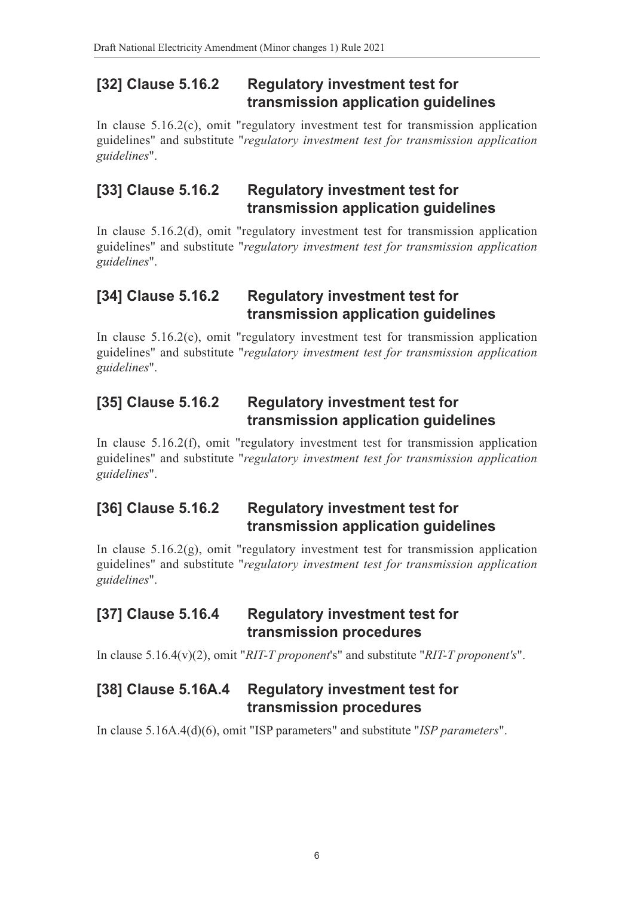## [32] Clause 5.16.2 Regulatory investment test for transmission application guidelines

In clause 5.16.2(c), omit "regulatory investment test for transmission application guidelines" and substitute "*regulatory investment test for transmission application guidelines*".

## [33] Clause 5.16.2 Regulatory investment test for transmission application guidelines

In clause 5.16.2(d), omit "regulatory investment test for transmission application guidelines" and substitute "*regulatory investment test for transmission application guidelines*".

## [34] Clause 5.16.2 Regulatory investment test for transmission application guidelines

In clause 5.16.2(e), omit "regulatory investment test for transmission application guidelines" and substitute "*regulatory investment test for transmission application guidelines*".

## [35] Clause 5.16.2 Regulatory investment test for transmission application guidelines

In clause 5.16.2(f), omit "regulatory investment test for transmission application guidelines" and substitute "*regulatory investment test for transmission application guidelines*".

## [36] Clause 5.16.2 Regulatory investment test for transmission application guidelines

In clause 5.16.2(g), omit "regulatory investment test for transmission application guidelines" and substitute "*regulatory investment test for transmission application guidelines*".

## [37] Clause 5.16.4 Regulatory investment test for transmission procedures

In clause 5.16.4(v)(2), omit "*RIT-T proponent*'s" and substitute "*RIT-T proponent's*".

## [38] Clause 5.16A.4 Regulatory investment test for transmission procedures

In clause 5.16A.4(d)(6), omit "ISP parameters" and substitute "*ISP parameters*".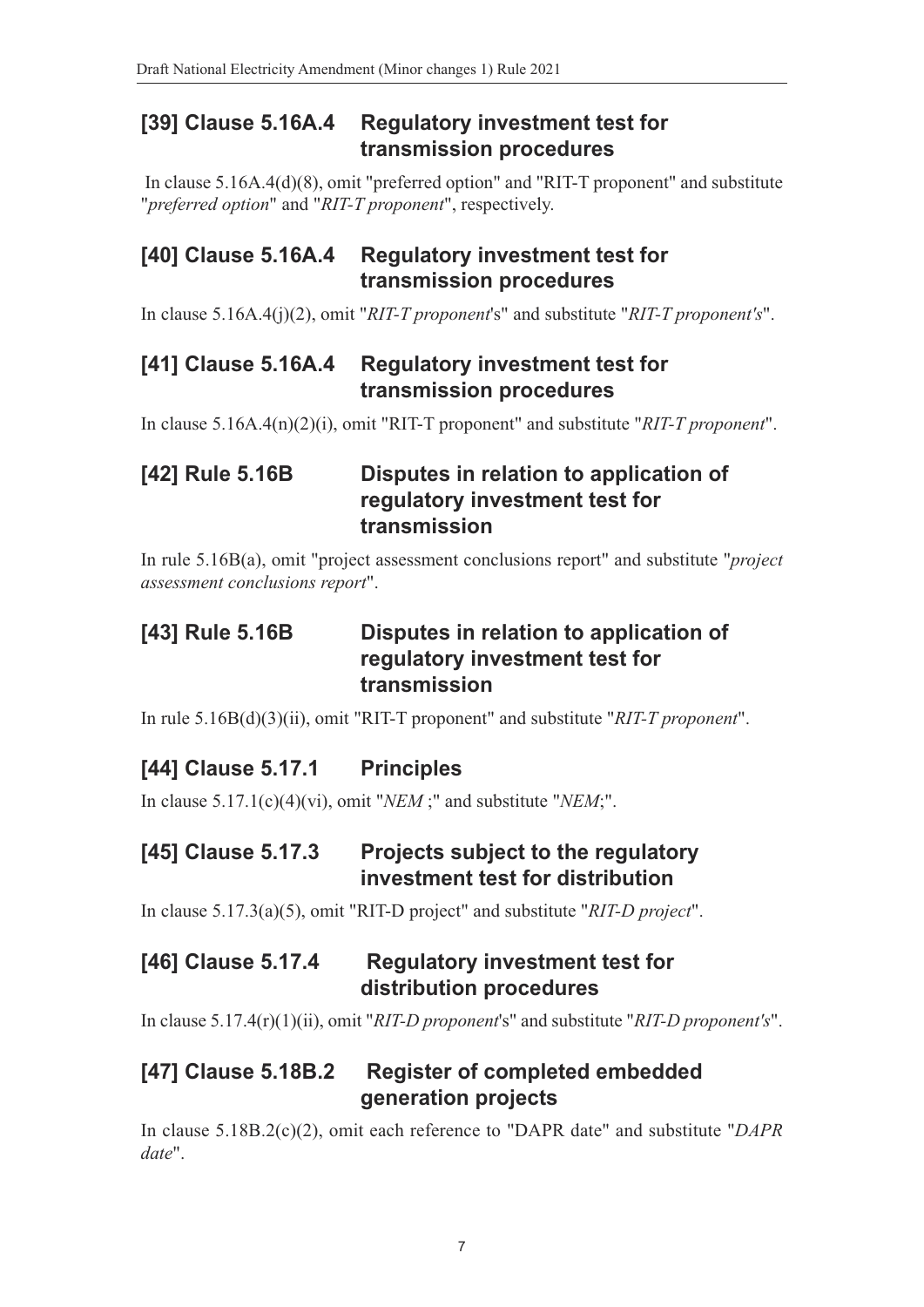## [39] Clause 5.16A.4 Regulatory investment test for transmission procedures

In clause 5.16A.4(d)(8), omit "preferred option" and "RIT-T proponent" and substitute "*preferred option*" and "*RIT-T proponent*", respectively.

## [40] Clause 5.16A.4 Regulatory investment test for transmission procedures

In clause 5.16A.4(j)(2), omit "*RIT-T proponent*'s" and substitute "*RIT-T proponent's*".

## [41] Clause 5.16A.4 Regulatory investment test for transmission procedures

In clause 5.16A.4(n)(2)(i), omit "RIT-T proponent" and substitute "*RIT-T proponent*".

## [42] Rule 5.16B Disputes in relation to application of regulatory investment test for transmission

In rule 5.16B(a), omit "project assessment conclusions report" and substitute "*project assessment conclusions report*".

## [43] Rule 5.16B Disputes in relation to application of regulatory investment test for transmission

In rule 5.16B(d)(3)(ii), omit "RIT-T proponent" and substitute "*RIT-T proponent*".

## [44] Clause 5.17.1 Principles

In clause 5.17.1(c)(4)(vi), omit "*NEM* ;" and substitute "*NEM*;".

## [45] Clause 5.17.3 Projects subject to the regulatory investment test for distribution

In clause 5.17.3(a)(5), omit "RIT-D project" and substitute "*RIT-D project*".

## [46] Clause 5.17.4 Regulatory investment test for distribution procedures

In clause 5.17.4(r)(1)(ii), omit "*RIT-D proponent*'s" and substitute "*RIT-D proponent's*".

## [47] Clause 5.18B.2 Register of completed embedded generation projects

In clause 5.18B.2(c)(2), omit each reference to "DAPR date" and substitute "*DAPR date*".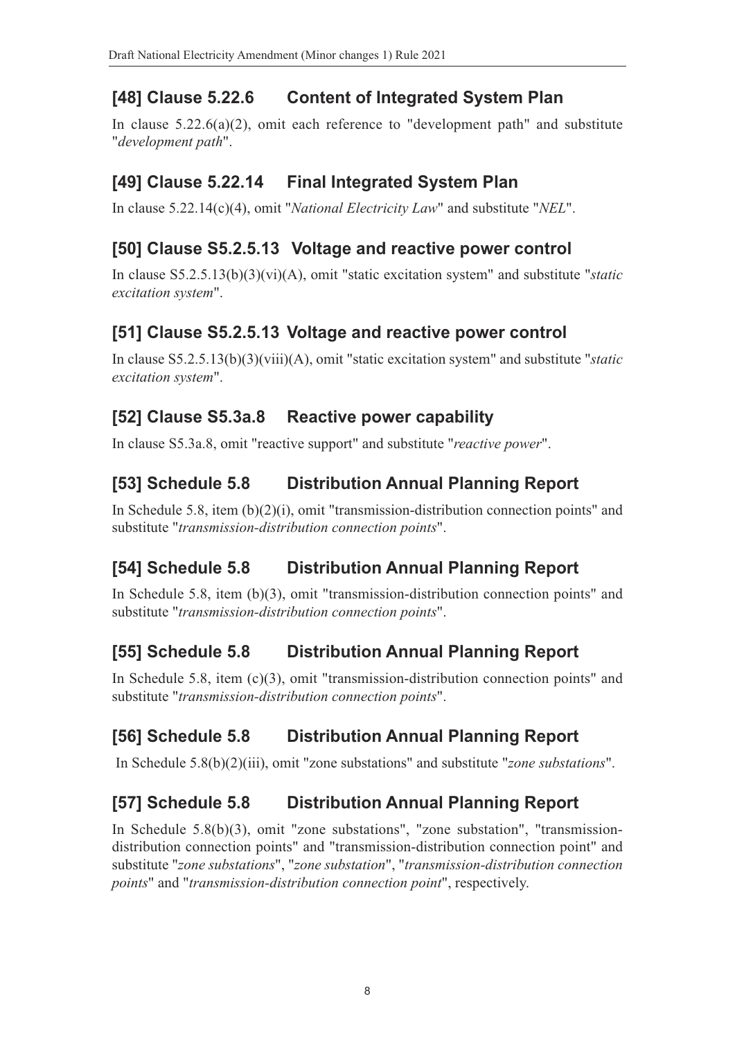## [48] Clause 5.22.6 Content of Integrated System Plan

In clause 5.22.6(a)(2), omit each reference to "development path" and substitute "*development path*".

## [49] Clause 5.22.14 Final Integrated System Plan

In clause 5.22.14(c)(4), omit "*National Electricity Law*" and substitute "*NEL*".

## [50] Clause S5.2.5.13 Voltage and reactive power control

In clause S5.2.5.13(b)(3)(vi)(A), omit "static excitation system" and substitute "*static excitation system*".

## [51] Clause S5.2.5.13 Voltage and reactive power control

In clause S5.2.5.13(b)(3)(viii)(A), omit "static excitation system" and substitute "*static excitation system*".

## [52] Clause S5.3a.8 Reactive power capability

In clause S5.3a.8, omit "reactive support" and substitute "*reactive power*".

## [53] Schedule 5.8 Distribution Annual Planning Report

In Schedule 5.8, item (b)(2)(i), omit "transmission-distribution connection points" and substitute "*transmission-distribution connection points*".

## [54] Schedule 5.8 Distribution Annual Planning Report

In Schedule 5.8, item (b)(3), omit "transmission-distribution connection points" and substitute "*transmission-distribution connection points*".

## [55] Schedule 5.8 Distribution Annual Planning Report

In Schedule 5.8, item (c)(3), omit "transmission-distribution connection points" and substitute "*transmission-distribution connection points*".

## [56] Schedule 5.8 Distribution Annual Planning Report

In Schedule 5.8(b)(2)(iii), omit "zone substations" and substitute "*zone substations*".

## [57] Schedule 5.8 Distribution Annual Planning Report

In Schedule 5.8(b)(3), omit "zone substations", "zone substation", "transmission-distribution connection points" and "transmission-distribution connection point" and substitute "*zone substations*", "*zone substation*", "*transmission-distribution connection points*" and "*transmission-distribution connection point*", respectively.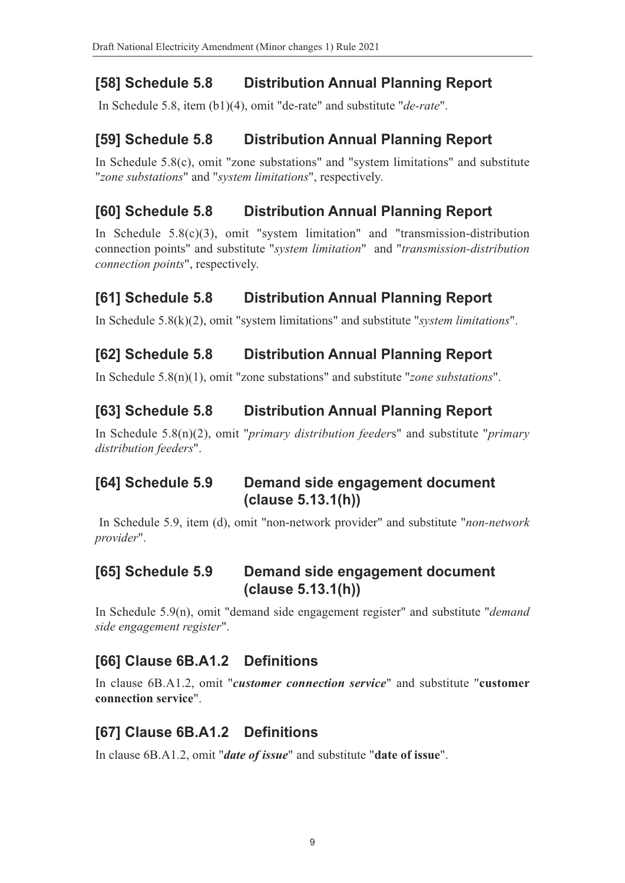## [58] Schedule 5.8 Distribution Annual Planning Report

In Schedule 5.8, item (b1)(4), omit "de-rate" and substitute "*de-rate*".

## [59] Schedule 5.8 Distribution Annual Planning Report

In Schedule 5.8(c), omit "zone substations" and "system limitations" and substitute "*zone substations*" and "*system limitations*", respectively.

## [60] Schedule 5.8 Distribution Annual Planning Report

In Schedule 5.8(c)(3), omit "system limitation" and "transmission-distribution connection points" and substitute "*system limitation*" and "*transmission-distribution connection points*", respectively.

## [61] Schedule 5.8 Distribution Annual Planning Report

In Schedule 5.8(k)(2), omit "system limitations" and substitute "*system limitations*".

## [62] Schedule 5.8 Distribution Annual Planning Report

In Schedule 5.8(n)(1), omit "zone substations" and substitute "*zone substations*".

## [63] Schedule 5.8 Distribution Annual Planning Report

In Schedule 5.8(n)(2), omit "*primary distribution feeder*s" and substitute "*primary distribution feeders*".

## [64] Schedule 5.9 Demand side engagement document (clause 5.13.1(h))

In Schedule 5.9, item (d), omit "non-network provider" and substitute "*non-network provider*".

## [65] Schedule 5.9 Demand side engagement document (clause 5.13.1(h))

In Schedule 5.9(n), omit "demand side engagement register" and substitute "*demand side engagement register*".

## [66] Clause 6B.A1.2 Definitions

In clause 6B.A1.2, omit "***customer connection service***" and substitute "**customer connection service**".

## [67] Clause 6B.A1.2 Definitions

In clause 6B.A1.2, omit "***date of issue***" and substitute "**date of issue**".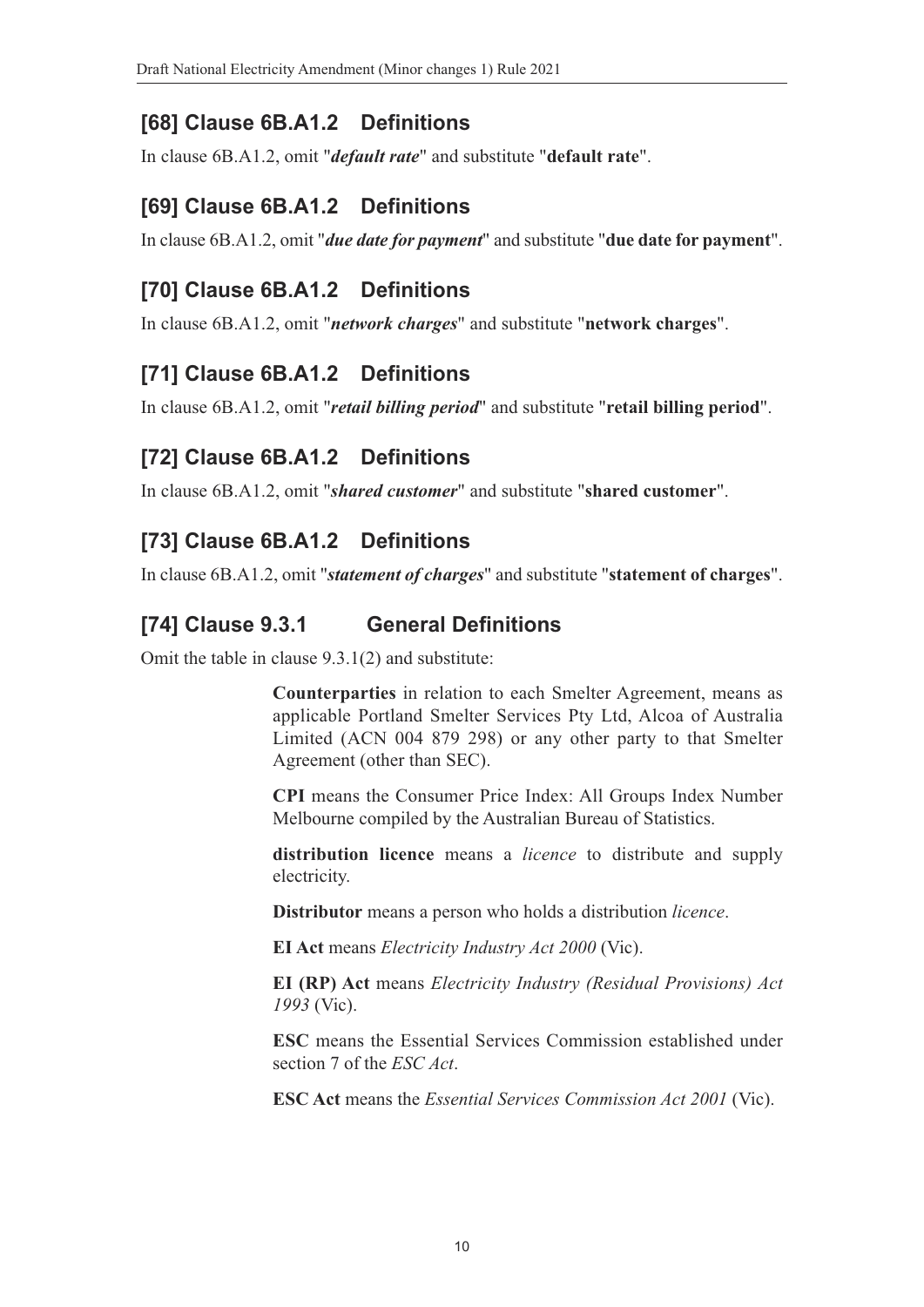## [68] Clause 6B.A1.2 Definitions

In clause 6B.A1.2, omit "***default rate***" and substitute "**default rate**".

## [69] Clause 6B.A1.2 Definitions

In clause 6B.A1.2, omit "***due date for payment***" and substitute "**due date for payment**".

## [70] Clause 6B.A1.2 Definitions

In clause 6B.A1.2, omit "***network charges***" and substitute "**network charges**".

## [71] Clause 6B.A1.2 Definitions

In clause 6B.A1.2, omit "***retail billing period***" and substitute "**retail billing period**".

## [72] Clause 6B.A1.2 Definitions

In clause 6B.A1.2, omit "***shared customer***" and substitute "**shared customer**".

## [73] Clause 6B.A1.2 Definitions

In clause 6B.A1.2, omit "***statement of charges***" and substitute "**statement of charges**".

## [74] Clause 9.3.1 General Definitions

Omit the table in clause 9.3.1(2) and substitute:

**Counterparties** in relation to each Smelter Agreement, means as applicable Portland Smelter Services Pty Ltd, Alcoa of Australia Limited (ACN 004 879 298) or any other party to that Smelter Agreement (other than SEC).

**CPI** means the Consumer Price Index: All Groups Index Number Melbourne compiled by the Australian Bureau of Statistics.

**distribution licence** means a *licence* to distribute and supply electricity.

**Distributor** means a person who holds a distribution *licence*.

**EI Act** means *Electricity Industry Act 2000* (Vic).

**EI (RP) Act** means *Electricity Industry (Residual Provisions) Act 1993* (Vic).

**ESC** means the Essential Services Commission established under section 7 of the *ESC Act*.

**ESC Act** means the *Essential Services Commission Act 2001* (Vic).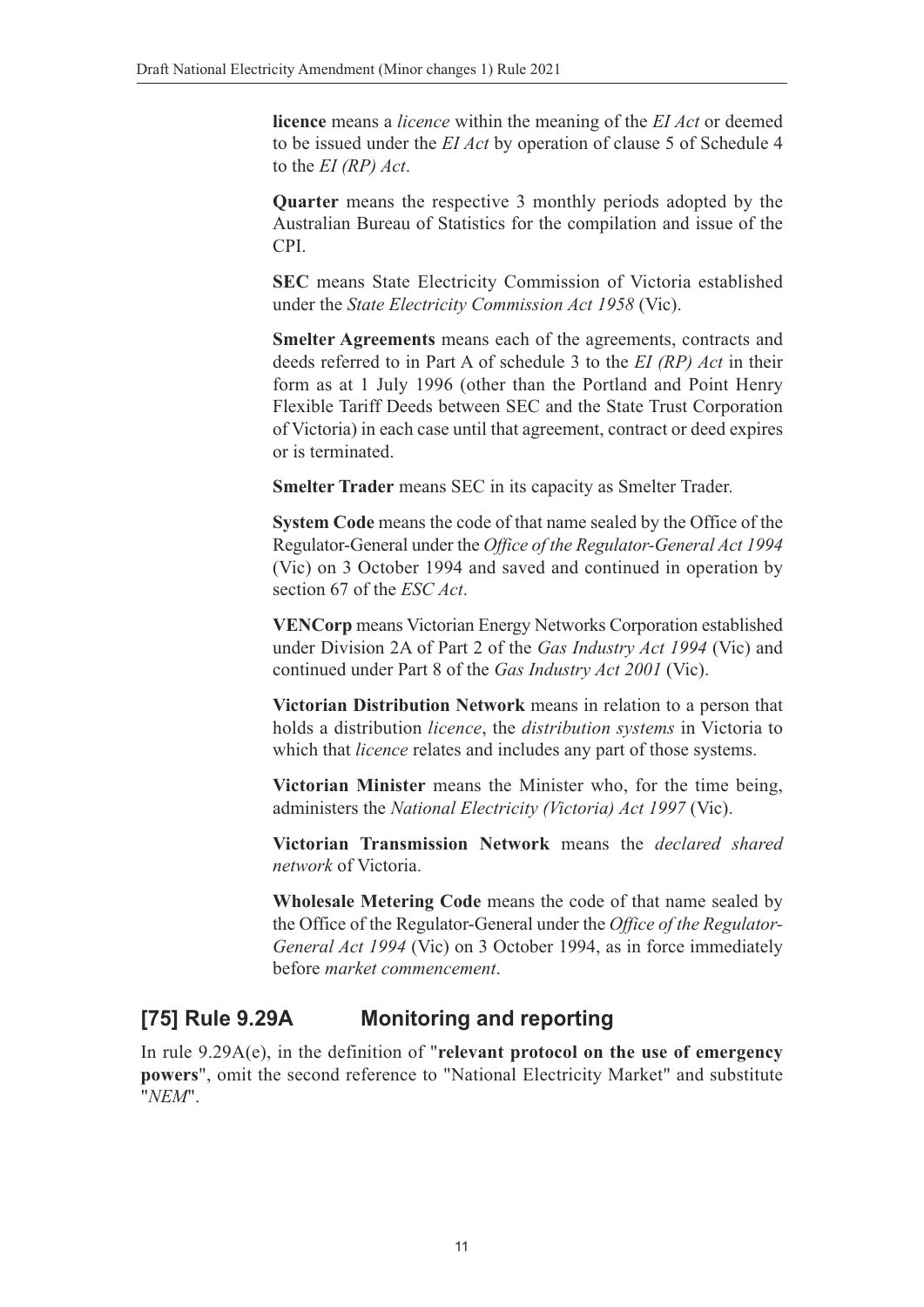**licence** means a *licence* within the meaning of the *EI Act* or deemed to be issued under the *EI Act* by operation of clause 5 of Schedule 4 to the *EI (RP) Act*.

**Quarter** means the respective 3 monthly periods adopted by the Australian Bureau of Statistics for the compilation and issue of the CPI.

**SEC** means State Electricity Commission of Victoria established under the *State Electricity Commission Act 1958* (Vic).

**Smelter Agreements** means each of the agreements, contracts and deeds referred to in Part A of schedule 3 to the *EI (RP) Act* in their form as at 1 July 1996 (other than the Portland and Point Henry Flexible Tariff Deeds between SEC and the State Trust Corporation of Victoria) in each case until that agreement, contract or deed expires or is terminated.

**Smelter Trader** means SEC in its capacity as Smelter Trader.

**System Code** means the code of that name sealed by the Office of the Regulator-General under the *Office of the Regulator-General Act 1994* (Vic) on 3 October 1994 and saved and continued in operation by section 67 of the *ESC Act*.

**VENCorp** means Victorian Energy Networks Corporation established under Division 2A of Part 2 of the *Gas Industry Act 1994* (Vic) and continued under Part 8 of the *Gas Industry Act 2001* (Vic).

**Victorian Distribution Network** means in relation to a person that holds a distribution *licence*, the *distribution systems* in Victoria to which that *licence* relates and includes any part of those systems.

**Victorian Minister** means the Minister who, for the time being, administers the *National Electricity (Victoria) Act 1997* (Vic).

**Victorian Transmission Network** means the *declared shared network* of Victoria.

**Wholesale Metering Code** means the code of that name sealed by the Office of the Regulator-General under the *Office of the Regulator-General Act 1994* (Vic) on 3 October 1994, as in force immediately before *market commencement*.

## [75] Rule 9.29A Monitoring and reporting

In rule 9.29A(e), in the definition of "**relevant protocol on the use of emergency powers**", omit the second reference to "National Electricity Market" and substitute "*NEM*".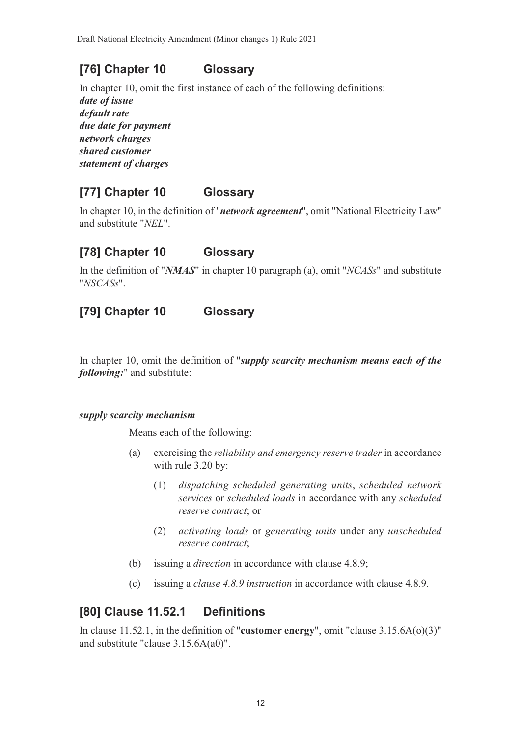## [76] Chapter 10 Glossary

In chapter 10, omit the first instance of each of the following definitions:
***date of issue***
***default rate***
***due date for payment***
***network charges***
***shared customer***
***statement of charges***

## [77] Chapter 10 Glossary

In chapter 10, in the definition of "***network agreement***", omit "National Electricity Law" and substitute "*NEL*".

## [78] Chapter 10 Glossary

In the definition of "***NMAS***" in chapter 10 paragraph (a), omit "*NCASs*" and substitute "*NSCASs*".

## [79] Chapter 10 Glossary

In chapter 10, omit the definition of "***supply scarcity mechanism means each of the following:***" and substitute:

***supply scarcity mechanism***

Means each of the following:

(a) exercising the *reliability and emergency reserve trader* in accordance with rule 3.20 by:

(1) *dispatching scheduled generating units*, *scheduled network services* or *scheduled loads* in accordance with any *scheduled reserve contract*; or

(2) *activating loads* or *generating units* under any *unscheduled reserve contract*;

(b) issuing a *direction* in accordance with clause 4.8.9;

(c) issuing a *clause 4.8.9 instruction* in accordance with clause 4.8.9.

## [80] Clause 11.52.1 Definitions

In clause 11.52.1, in the definition of "**customer energy**", omit "clause 3.15.6A(o)(3)" and substitute "clause 3.15.6A(a0)".